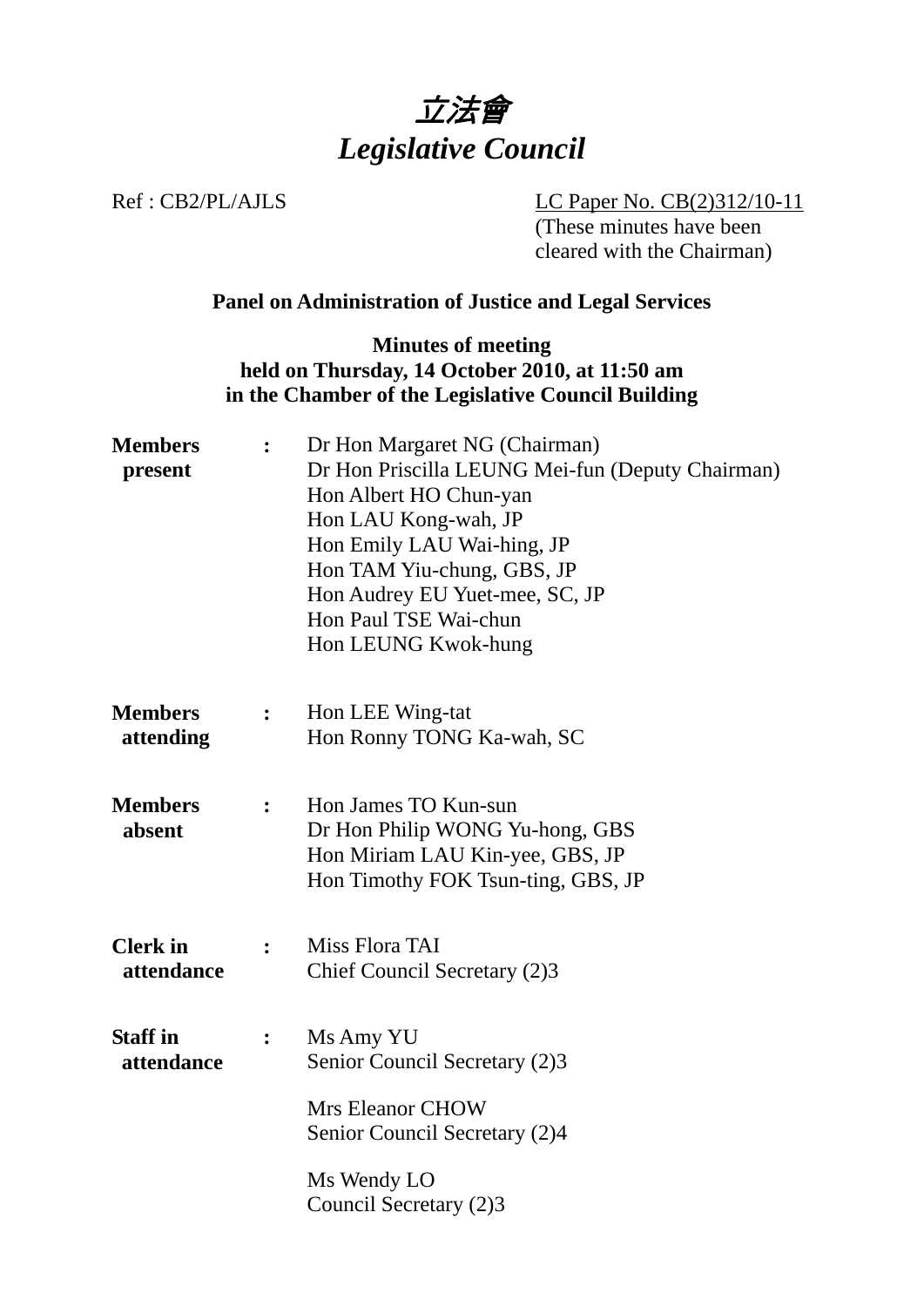# 立法會
# *Legislative Council*

Ref : CB2/PL/AJLS

LC Paper No. CB(2)312/10-11
(These minutes have been cleared with the Chairman)

**Panel on Administration of Justice and Legal Services**

**Minutes of meeting**
**held on Thursday, 14 October 2010, at 11:50 am**
**in the Chamber of the Legislative Council Building**

| | | |
|---|---|---|
| **Members present** | **:** | Dr Hon Margaret NG (Chairman)<br>Dr Hon Priscilla LEUNG Mei-fun (Deputy Chairman)<br>Hon Albert HO Chun-yan<br>Hon LAU Kong-wah, JP<br>Hon Emily LAU Wai-hing, JP<br>Hon TAM Yiu-chung, GBS, JP<br>Hon Audrey EU Yuet-mee, SC, JP<br>Hon Paul TSE Wai-chun<br>Hon LEUNG Kwok-hung |
| **Members attending** | **:** | Hon LEE Wing-tat<br>Hon Ronny TONG Ka-wah, SC |
| **Members absent** | **:** | Hon James TO Kun-sun<br>Dr Hon Philip WONG Yu-hong, GBS<br>Hon Miriam LAU Kin-yee, GBS, JP<br>Hon Timothy FOK Tsun-ting, GBS, JP |
| **Clerk in attendance** | **:** | Miss Flora TAI<br>Chief Council Secretary (2)3 |
| **Staff in attendance** | **:** | Ms Amy YU<br>Senior Council Secretary (2)3<br><br>Mrs Eleanor CHOW<br>Senior Council Secretary (2)4<br><br>Ms Wendy LO<br>Council Secretary (2)3 |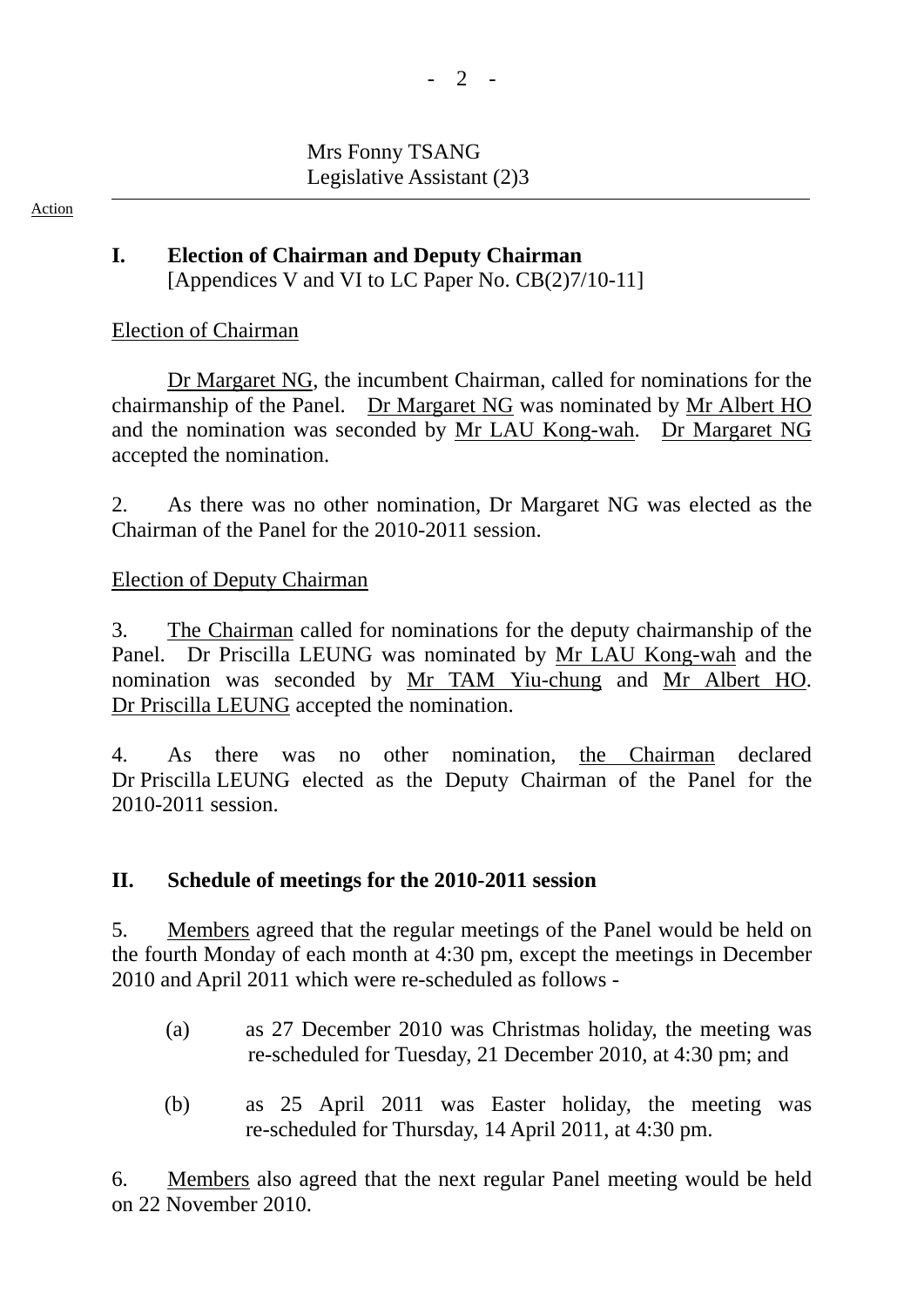Mrs Fonny TSANG
Legislative Assistant (2)3

Action

## I. Election of Chairman and Deputy Chairman

[Appendices V and VI to LC Paper No. CB(2)7/10-11]

Election of Chairman

Dr Margaret NG, the incumbent Chairman, called for nominations for the chairmanship of the Panel. Dr Margaret NG was nominated by Mr Albert HO and the nomination was seconded by Mr LAU Kong-wah. Dr Margaret NG accepted the nomination.

2. As there was no other nomination, Dr Margaret NG was elected as the Chairman of the Panel for the 2010-2011 session.

Election of Deputy Chairman

3. The Chairman called for nominations for the deputy chairmanship of the Panel. Dr Priscilla LEUNG was nominated by Mr LAU Kong-wah and the nomination was seconded by Mr TAM Yiu-chung and Mr Albert HO. Dr Priscilla LEUNG accepted the nomination.

4. As there was no other nomination, the Chairman declared Dr Priscilla LEUNG elected as the Deputy Chairman of the Panel for the 2010-2011 session.

## II. Schedule of meetings for the 2010-2011 session

5. Members agreed that the regular meetings of the Panel would be held on the fourth Monday of each month at 4:30 pm, except the meetings in December 2010 and April 2011 which were re-scheduled as follows -

(a) as 27 December 2010 was Christmas holiday, the meeting was re-scheduled for Tuesday, 21 December 2010, at 4:30 pm; and

(b) as 25 April 2011 was Easter holiday, the meeting was re-scheduled for Thursday, 14 April 2011, at 4:30 pm.

6. Members also agreed that the next regular Panel meeting would be held on 22 November 2010.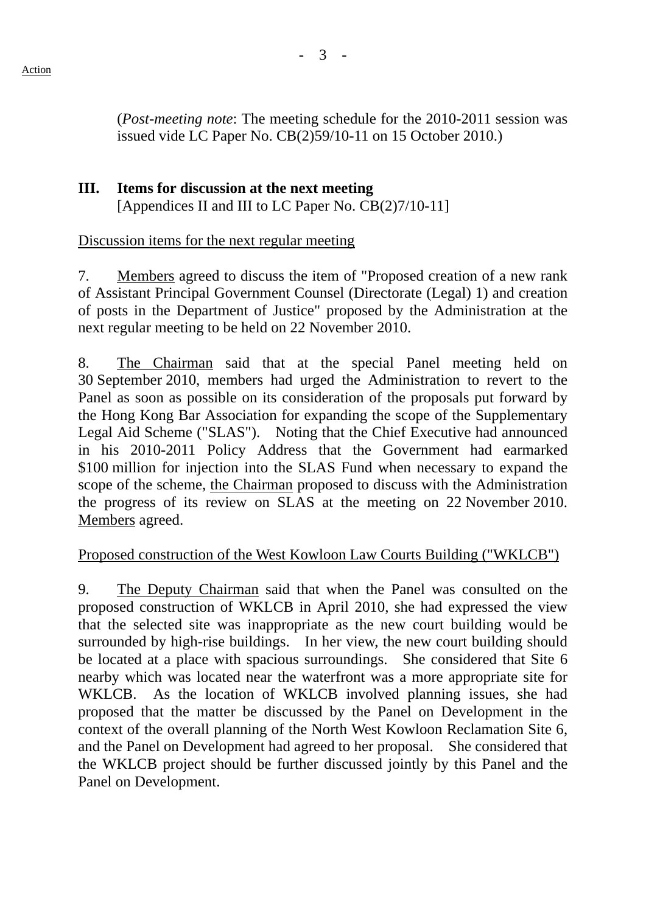(*Post-meeting note*: The meeting schedule for the 2010-2011 session was issued vide LC Paper No. CB(2)59/10-11 on 15 October 2010.)

## III. Items for discussion at the next meeting

[Appendices II and III to LC Paper No. CB(2)7/10-11]

Discussion items for the next regular meeting

7. Members agreed to discuss the item of "Proposed creation of a new rank of Assistant Principal Government Counsel (Directorate (Legal) 1) and creation of posts in the Department of Justice" proposed by the Administration at the next regular meeting to be held on 22 November 2010.

8. The Chairman said that at the special Panel meeting held on 30 September 2010, members had urged the Administration to revert to the Panel as soon as possible on its consideration of the proposals put forward by the Hong Kong Bar Association for expanding the scope of the Supplementary Legal Aid Scheme ("SLAS"). Noting that the Chief Executive had announced in his 2010-2011 Policy Address that the Government had earmarked $100 million for injection into the SLAS Fund when necessary to expand the scope of the scheme, the Chairman proposed to discuss with the Administration the progress of its review on SLAS at the meeting on 22 November 2010. Members agreed.

Proposed construction of the West Kowloon Law Courts Building ("WKLCB")

9. The Deputy Chairman said that when the Panel was consulted on the proposed construction of WKLCB in April 2010, she had expressed the view that the selected site was inappropriate as the new court building would be surrounded by high-rise buildings. In her view, the new court building should be located at a place with spacious surroundings. She considered that Site 6 nearby which was located near the waterfront was a more appropriate site for WKLCB. As the location of WKLCB involved planning issues, she had proposed that the matter be discussed by the Panel on Development in the context of the overall planning of the North West Kowloon Reclamation Site 6, and the Panel on Development had agreed to her proposal. She considered that the WKLCB project should be further discussed jointly by this Panel and the Panel on Development.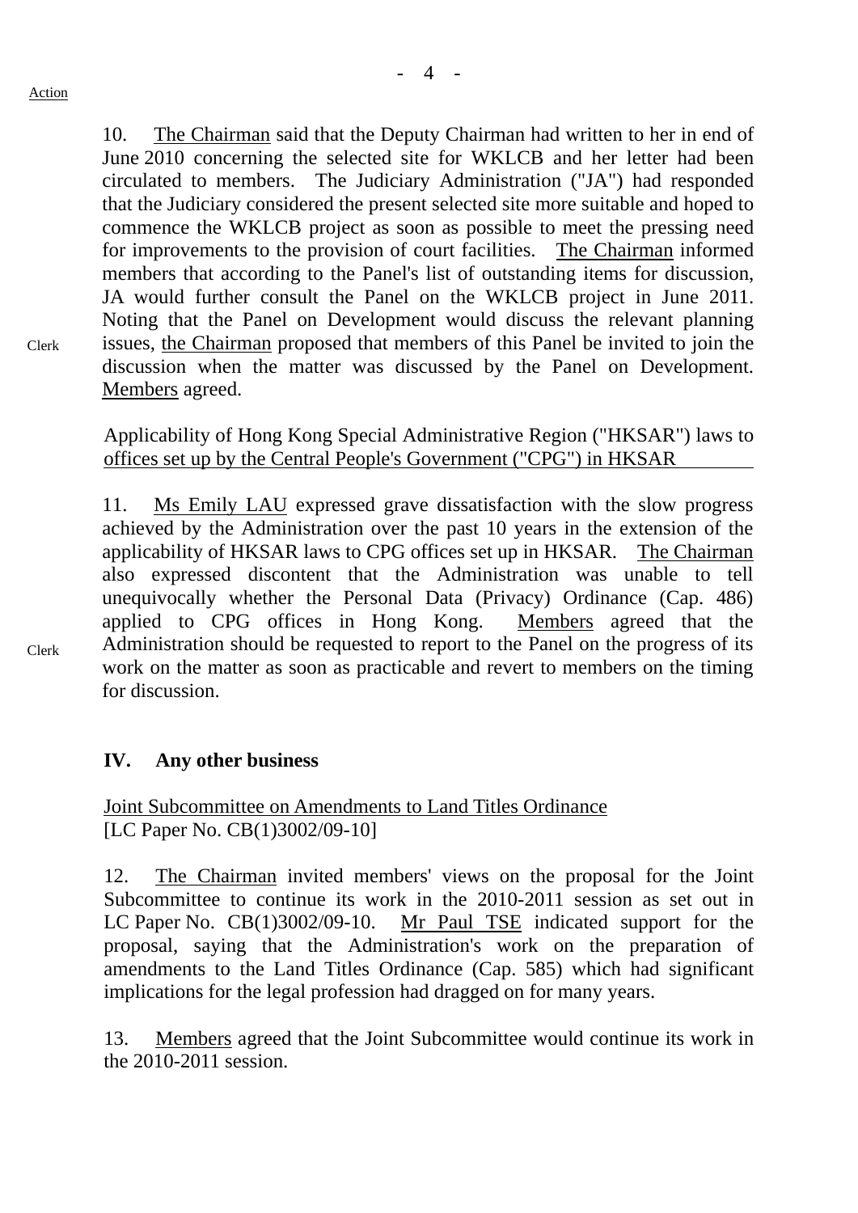Action

10. The Chairman said that the Deputy Chairman had written to her in end of June 2010 concerning the selected site for WKLCB and her letter had been circulated to members. The Judiciary Administration ("JA") had responded that the Judiciary considered the present selected site more suitable and hoped to commence the WKLCB project as soon as possible to meet the pressing need for improvements to the provision of court facilities. The Chairman informed members that according to the Panel's list of outstanding items for discussion, JA would further consult the Panel on the WKLCB project in June 2011. Noting that the Panel on Development would discuss the relevant planning issues, the Chairman proposed that members of this Panel be invited to join the discussion when the matter was discussed by the Panel on Development. Members agreed. — Clerk

Applicability of Hong Kong Special Administrative Region ("HKSAR") laws to offices set up by the Central People's Government ("CPG") in HKSAR

11. Ms Emily LAU expressed grave dissatisfaction with the slow progress achieved by the Administration over the past 10 years in the extension of the applicability of HKSAR laws to CPG offices set up in HKSAR. The Chairman also expressed discontent that the Administration was unable to tell unequivocally whether the Personal Data (Privacy) Ordinance (Cap. 486) applied to CPG offices in Hong Kong. Members agreed that the Administration should be requested to report to the Panel on the progress of its work on the matter as soon as practicable and revert to members on the timing for discussion. — Clerk

## IV. Any other business

Joint Subcommittee on Amendments to Land Titles Ordinance
[LC Paper No. CB(1)3002/09-10]

12. The Chairman invited members' views on the proposal for the Joint Subcommittee to continue its work in the 2010-2011 session as set out in LC Paper No. CB(1)3002/09-10. Mr Paul TSE indicated support for the proposal, saying that the Administration's work on the preparation of amendments to the Land Titles Ordinance (Cap. 585) which had significant implications for the legal profession had dragged on for many years.

13. Members agreed that the Joint Subcommittee would continue its work in the 2010-2011 session.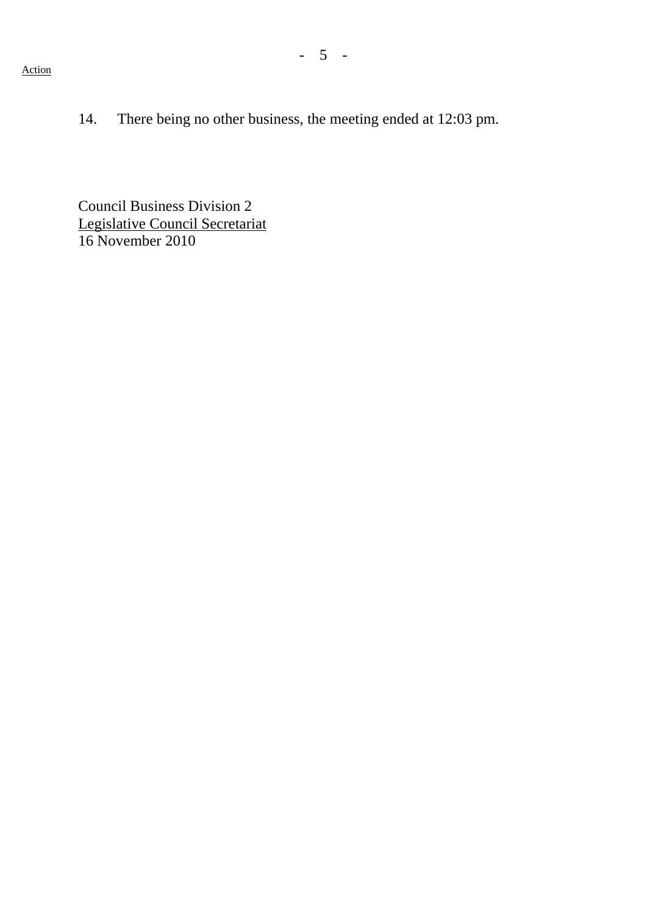Action

14. There being no other business, the meeting ended at 12:03 pm.

Council Business Division 2
Legislative Council Secretariat
16 November 2010